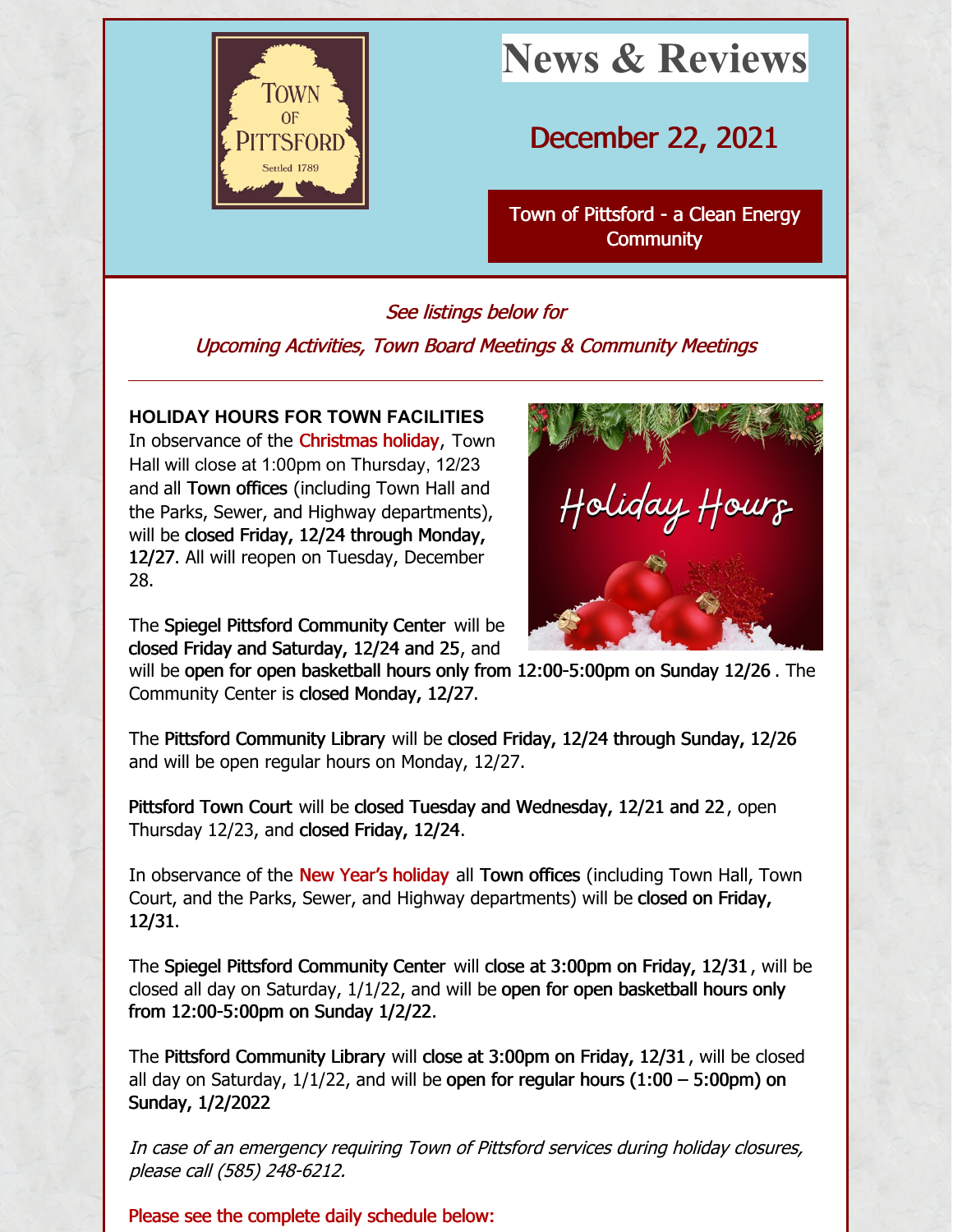# News & Reviews

## December 22, 2021

Town of Pittsford - a Clean Energy Community

*See listings below for*

*Upcoming Activities, Town Board Meetings & Community Meetings*

---

**HOLIDAY HOURS FOR TOWN FACILITIES**

In observance of the Christmas holiday, Town Hall will close at 1:00pm on Thursday, 12/23 and all Town offices (including Town Hall and the Parks, Sewer, and Highway departments), will be closed Friday, 12/24 through Monday, 12/27. All will reopen on Tuesday, December 28.

The Spiegel Pittsford Community Center will be closed Friday and Saturday, 12/24 and 25, and will be open for open basketball hours only from 12:00-5:00pm on Sunday 12/26. The Community Center is closed Monday, 12/27.

The Pittsford Community Library will be closed Friday, 12/24 through Sunday, 12/26 and will be open regular hours on Monday, 12/27.

Pittsford Town Court will be closed Tuesday and Wednesday, 12/21 and 22, open Thursday 12/23, and closed Friday, 12/24.

In observance of the New Year's holiday all Town offices (including Town Hall, Town Court, and the Parks, Sewer, and Highway departments) will be closed on Friday, 12/31.

The Spiegel Pittsford Community Center will close at 3:00pm on Friday, 12/31, will be closed all day on Saturday, 1/1/22, and will be open for open basketball hours only from 12:00-5:00pm on Sunday 1/2/22.

The Pittsford Community Library will close at 3:00pm on Friday, 12/31, will be closed all day on Saturday, 1/1/22, and will be open for regular hours (1:00 – 5:00pm) on Sunday, 1/2/2022

*In case of an emergency requiring Town of Pittsford services during holiday closures, please call (585) 248-6212.*

Please see the complete daily schedule below: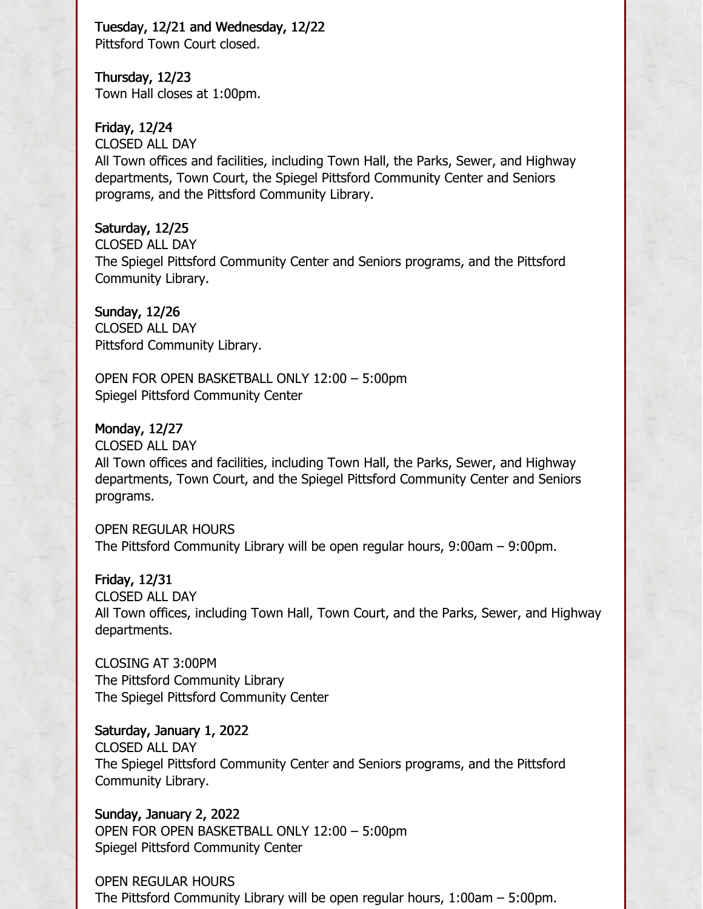**Tuesday, 12/21 and Wednesday, 12/22**
Pittsford Town Court closed.

**Thursday, 12/23**
Town Hall closes at 1:00pm.

**Friday, 12/24**
CLOSED ALL DAY
All Town offices and facilities, including Town Hall, the Parks, Sewer, and Highway departments, Town Court, the Spiegel Pittsford Community Center and Seniors programs, and the Pittsford Community Library.

**Saturday, 12/25**
CLOSED ALL DAY
The Spiegel Pittsford Community Center and Seniors programs, and the Pittsford Community Library.

**Sunday, 12/26**
CLOSED ALL DAY
Pittsford Community Library.

OPEN FOR OPEN BASKETBALL ONLY 12:00 – 5:00pm
Spiegel Pittsford Community Center

**Monday, 12/27**
CLOSED ALL DAY
All Town offices and facilities, including Town Hall, the Parks, Sewer, and Highway departments, Town Court, and the Spiegel Pittsford Community Center and Seniors programs.

OPEN REGULAR HOURS
The Pittsford Community Library will be open regular hours, 9:00am – 9:00pm.

**Friday, 12/31**
CLOSED ALL DAY
All Town offices, including Town Hall, Town Court, and the Parks, Sewer, and Highway departments.

CLOSING AT 3:00PM
The Pittsford Community Library
The Spiegel Pittsford Community Center

**Saturday, January 1, 2022**
CLOSED ALL DAY
The Spiegel Pittsford Community Center and Seniors programs, and the Pittsford Community Library.

**Sunday, January 2, 2022**
OPEN FOR OPEN BASKETBALL ONLY 12:00 – 5:00pm
Spiegel Pittsford Community Center

OPEN REGULAR HOURS
The Pittsford Community Library will be open regular hours, 1:00am – 5:00pm.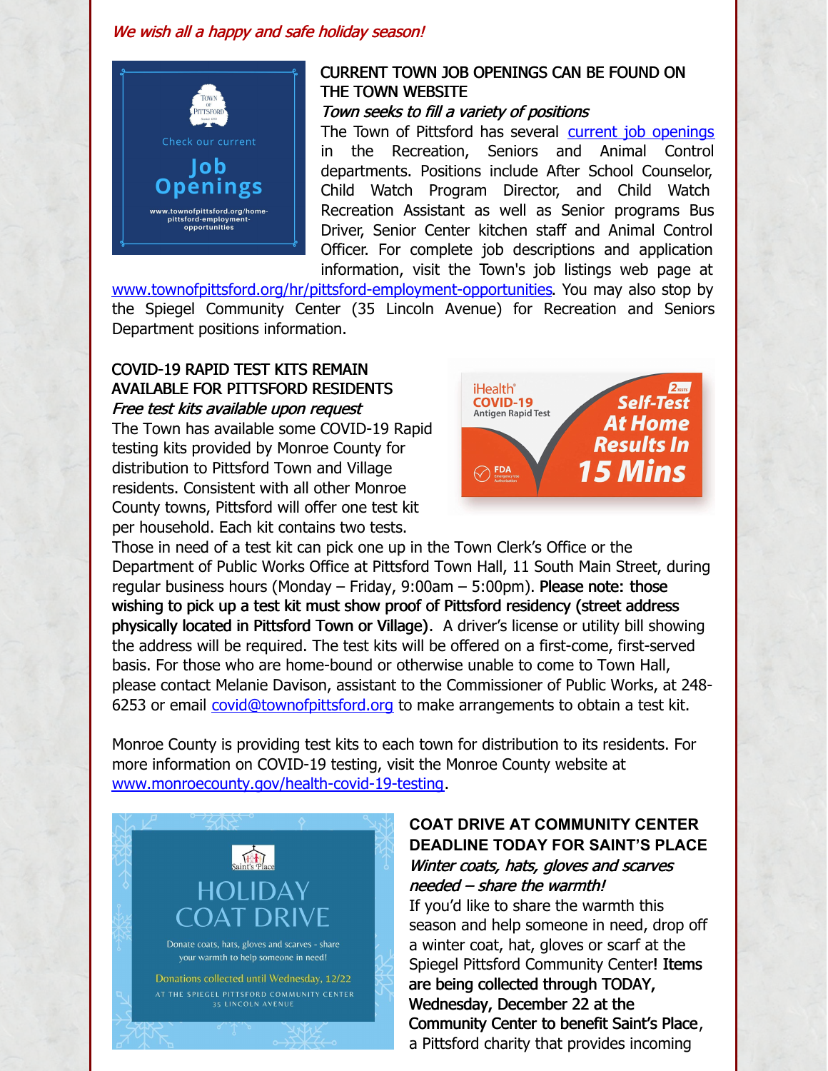*We wish all a happy and safe holiday season!*

## CURRENT TOWN JOB OPENINGS CAN BE FOUND ON THE TOWN WEBSITE

*Town seeks to fill a variety of positions*

The Town of Pittsford has several [current job openings](www.townofpittsford.org/hr/pittsford-employment-opportunities) in the Recreation, Seniors and Animal Control departments. Positions include After School Counselor, Child Watch Program Director, and Child Watch Recreation Assistant as well as Senior programs Bus Driver, Senior Center kitchen staff and Animal Control Officer. For complete job descriptions and application information, visit the Town's job listings web page at [www.townofpittsford.org/hr/pittsford-employment-opportunities](www.townofpittsford.org/hr/pittsford-employment-opportunities). You may also stop by the Spiegel Community Center (35 Lincoln Avenue) for Recreation and Seniors Department positions information.

## COVID-19 RAPID TEST KITS REMAIN AVAILABLE FOR PITTSFORD RESIDENTS

*Free test kits available upon request*

The Town has available some COVID-19 Rapid testing kits provided by Monroe County for distribution to Pittsford Town and Village residents. Consistent with all other Monroe County towns, Pittsford will offer one test kit per household. Each kit contains two tests. Those in need of a test kit can pick one up in the Town Clerk's Office or the Department of Public Works Office at Pittsford Town Hall, 11 South Main Street, during regular business hours (Monday – Friday, 9:00am – 5:00pm). **Please note: those wishing to pick up a test kit must show proof of Pittsford residency (street address physically located in Pittsford Town or Village)**. A driver's license or utility bill showing the address will be required. The test kits will be offered on a first-come, first-served basis. For those who are home-bound or otherwise unable to come to Town Hall, please contact Melanie Davison, assistant to the Commissioner of Public Works, at 248-6253 or email [covid@townofpittsford.org](mailto:covid@townofpittsford.org) to make arrangements to obtain a test kit.

Monroe County is providing test kits to each town for distribution to its residents. For more information on COVID-19 testing, visit the Monroe County website at [www.monroecounty.gov/health-covid-19-testing](www.monroecounty.gov/health-covid-19-testing).

## COAT DRIVE AT COMMUNITY CENTER DEADLINE TODAY FOR SAINT'S PLACE

*Winter coats, hats, gloves and scarves needed – share the warmth!*

If you'd like to share the warmth this season and help someone in need, drop off a winter coat, hat, gloves or scarf at the Spiegel Pittsford Community Center! **Items are being collected through TODAY, Wednesday, December 22 at the Community Center to benefit Saint's Place**, a Pittsford charity that provides incoming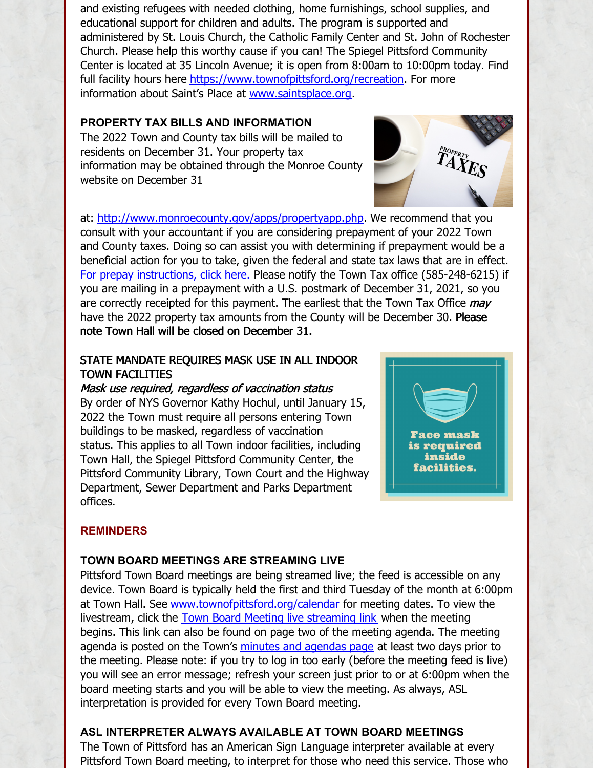and existing refugees with needed clothing, home furnishings, school supplies, and educational support for children and adults. The program is supported and administered by St. Louis Church, the Catholic Family Center and St. John of Rochester Church. Please help this worthy cause if you can! The Spiegel Pittsford Community Center is located at 35 Lincoln Avenue; it is open from 8:00am to 10:00pm today. Find full facility hours here https://www.townofpittsford.org/recreation. For more information about Saint's Place at www.saintsplace.org.

**PROPERTY TAX BILLS AND INFORMATION**

The 2022 Town and County tax bills will be mailed to residents on December 31. Your property tax information may be obtained through the Monroe County website on December 31 at: http://www.monroecounty.gov/apps/propertyapp.php. We recommend that you consult with your accountant if you are considering prepayment of your 2022 Town and County taxes. Doing so can assist you with determining if prepayment would be a beneficial action for you to take, given the federal and state tax laws that are in effect. For prepay instructions, click here. Please notify the Town Tax office (585-248-6215) if you are mailing in a prepayment with a U.S. postmark of December 31, 2021, so you are correctly receipted for this payment. The earliest that the Town Tax Office *may* have the 2022 property tax amounts from the County will be December 30. **Please note Town Hall will be closed on December 31.**

STATE MANDATE REQUIRES MASK USE IN ALL INDOOR TOWN FACILITIES

*Mask use required, regardless of vaccination status*

By order of NYS Governor Kathy Hochul, until January 15, 2022 the Town must require all persons entering Town buildings to be masked, regardless of vaccination status. This applies to all Town indoor facilities, including Town Hall, the Spiegel Pittsford Community Center, the Pittsford Community Library, Town Court and the Highway Department, Sewer Department and Parks Department offices.

## REMINDERS

**TOWN BOARD MEETINGS ARE STREAMING LIVE**

Pittsford Town Board meetings are being streamed live; the feed is accessible on any device. Town Board is typically held the first and third Tuesday of the month at 6:00pm at Town Hall. See www.townofpittsford.org/calendar for meeting dates. To view the livestream, click the Town Board Meeting live streaming link when the meeting begins. This link can also be found on page two of the meeting agenda. The meeting agenda is posted on the Town's minutes and agendas page at least two days prior to the meeting. Please note: if you try to log in too early (before the meeting feed is live) you will see an error message; refresh your screen just prior to or at 6:00pm when the board meeting starts and you will be able to view the meeting. As always, ASL interpretation is provided for every Town Board meeting.

**ASL INTERPRETER ALWAYS AVAILABLE AT TOWN BOARD MEETINGS**

The Town of Pittsford has an American Sign Language interpreter available at every Pittsford Town Board meeting, to interpret for those who need this service. Those who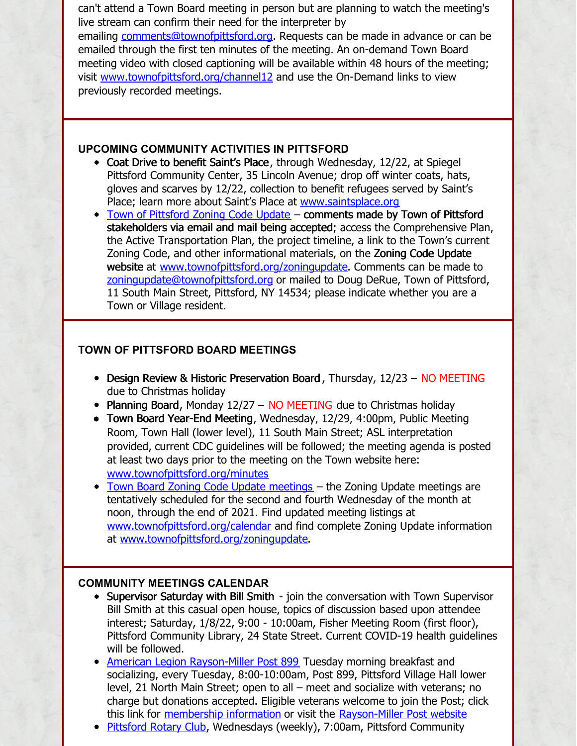can't attend a Town Board meeting in person but are planning to watch the meeting's live stream can confirm their need for the interpreter by emailing comments@townofpittsford.org. Requests can be made in advance or can be emailed through the first ten minutes of the meeting. An on-demand Town Board meeting video with closed captioning will be available within 48 hours of the meeting; visit www.townofpittsford.org/channel12 and use the On-Demand links to view previously recorded meetings.

### UPCOMING COMMUNITY ACTIVITIES IN PITTSFORD

- **Coat Drive to benefit Saint's Place**, through Wednesday, 12/22, at Spiegel Pittsford Community Center, 35 Lincoln Avenue; drop off winter coats, hats, gloves and scarves by 12/22, collection to benefit refugees served by Saint's Place; learn more about Saint's Place at www.saintsplace.org
- Town of Pittsford Zoning Code Update – **comments made by Town of Pittsford stakeholders via email and mail being accepted**; access the Comprehensive Plan, the Active Transportation Plan, the project timeline, a link to the Town's current Zoning Code, and other informational materials, on the **Zoning Code Update website** at www.townofpittsford.org/zoningupdate. Comments can be made to zoningupdate@townofpittsford.org or mailed to Doug DeRue, Town of Pittsford, 11 South Main Street, Pittsford, NY 14534; please indicate whether you are a Town or Village resident.

### TOWN OF PITTSFORD BOARD MEETINGS

- **Design Review & Historic Preservation Board**, Thursday, 12/23 – NO MEETING due to Christmas holiday
- **Planning Board**, Monday 12/27 – NO MEETING due to Christmas holiday
- **Town Board Year-End Meeting**, Wednesday, 12/29, 4:00pm, Public Meeting Room, Town Hall (lower level), 11 South Main Street; ASL interpretation provided, current CDC guidelines will be followed; the meeting agenda is posted at least two days prior to the meeting on the Town website here: www.townofpittsford.org/minutes
- Town Board Zoning Code Update meetings – the Zoning Update meetings are tentatively scheduled for the second and fourth Wednesday of the month at noon, through the end of 2021. Find updated meeting listings at www.townofpittsford.org/calendar and find complete Zoning Update information at www.townofpittsford.org/zoningupdate.

### COMMUNITY MEETINGS CALENDAR

- **Supervisor Saturday with Bill Smith** - join the conversation with Town Supervisor Bill Smith at this casual open house, topics of discussion based upon attendee interest; Saturday, 1/8/22, 9:00 - 10:00am, Fisher Meeting Room (first floor), Pittsford Community Library, 24 State Street. Current COVID-19 health guidelines will be followed.
- American Legion Rayson-Miller Post 899 Tuesday morning breakfast and socializing, every Tuesday, 8:00-10:00am, Post 899, Pittsford Village Hall lower level, 21 North Main Street; open to all – meet and socialize with veterans; no charge but donations accepted. Eligible veterans welcome to join the Post; click this link for membership information or visit the Rayson-Miller Post website
- Pittsford Rotary Club, Wednesdays (weekly), 7:00am, Pittsford Community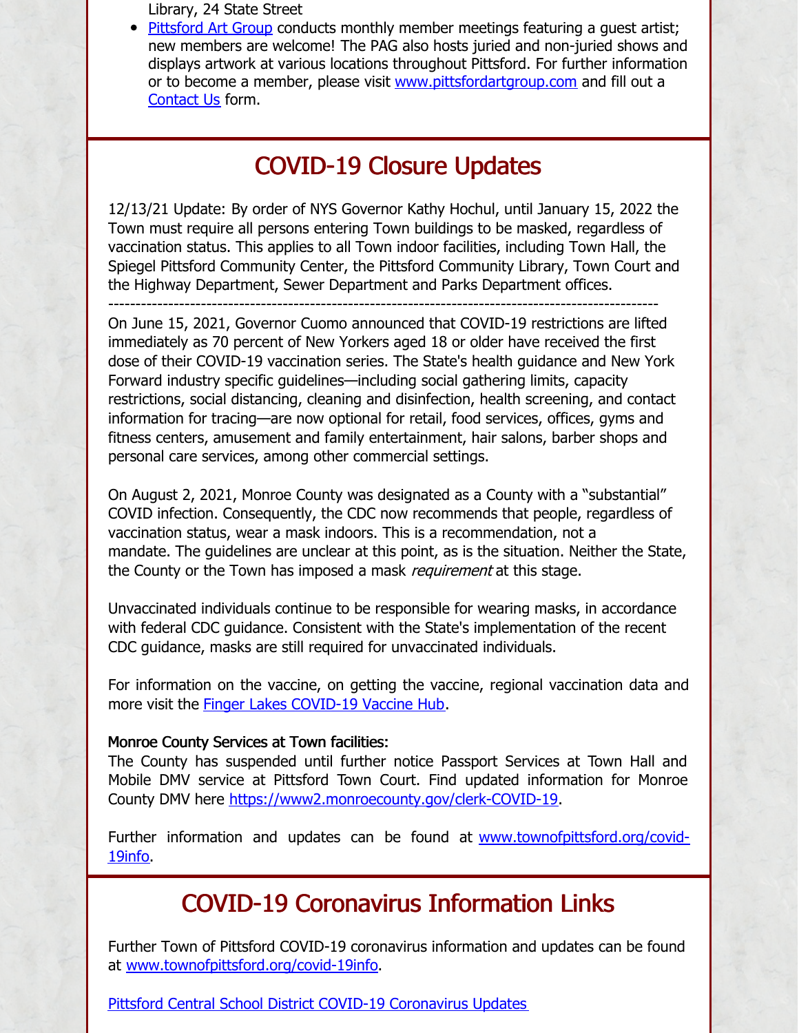Library, 24 State Street

- Pittsford Art Group conducts monthly member meetings featuring a guest artist; new members are welcome! The PAG also hosts juried and non-juried shows and displays artwork at various locations throughout Pittsford. For further information or to become a member, please visit www.pittsfordartgroup.com and fill out a Contact Us form.

## COVID-19 Closure Updates

12/13/21 Update: By order of NYS Governor Kathy Hochul, until January 15, 2022 the Town must require all persons entering Town buildings to be masked, regardless of vaccination status. This applies to all Town indoor facilities, including Town Hall, the Spiegel Pittsford Community Center, the Pittsford Community Library, Town Court and the Highway Department, Sewer Department and Parks Department offices.

---

On June 15, 2021, Governor Cuomo announced that COVID-19 restrictions are lifted immediately as 70 percent of New Yorkers aged 18 or older have received the first dose of their COVID-19 vaccination series. The State's health guidance and New York Forward industry specific guidelines—including social gathering limits, capacity restrictions, social distancing, cleaning and disinfection, health screening, and contact information for tracing—are now optional for retail, food services, offices, gyms and fitness centers, amusement and family entertainment, hair salons, barber shops and personal care services, among other commercial settings.

On August 2, 2021, Monroe County was designated as a County with a "substantial" COVID infection. Consequently, the CDC now recommends that people, regardless of vaccination status, wear a mask indoors. This is a recommendation, not a mandate. The guidelines are unclear at this point, as is the situation. Neither the State, the County or the Town has imposed a mask *requirement* at this stage.

Unvaccinated individuals continue to be responsible for wearing masks, in accordance with federal CDC guidance. Consistent with the State's implementation of the recent CDC guidance, masks are still required for unvaccinated individuals.

For information on the vaccine, on getting the vaccine, regional vaccination data and more visit the Finger Lakes COVID-19 Vaccine Hub.

**Monroe County Services at Town facilities:**
The County has suspended until further notice Passport Services at Town Hall and Mobile DMV service at Pittsford Town Court. Find updated information for Monroe County DMV here https://www2.monroecounty.gov/clerk-COVID-19.

Further information and updates can be found at www.townofpittsford.org/covid-19info.

## COVID-19 Coronavirus Information Links

Further Town of Pittsford COVID-19 coronavirus information and updates can be found at www.townofpittsford.org/covid-19info.

Pittsford Central School District COVID-19 Coronavirus Updates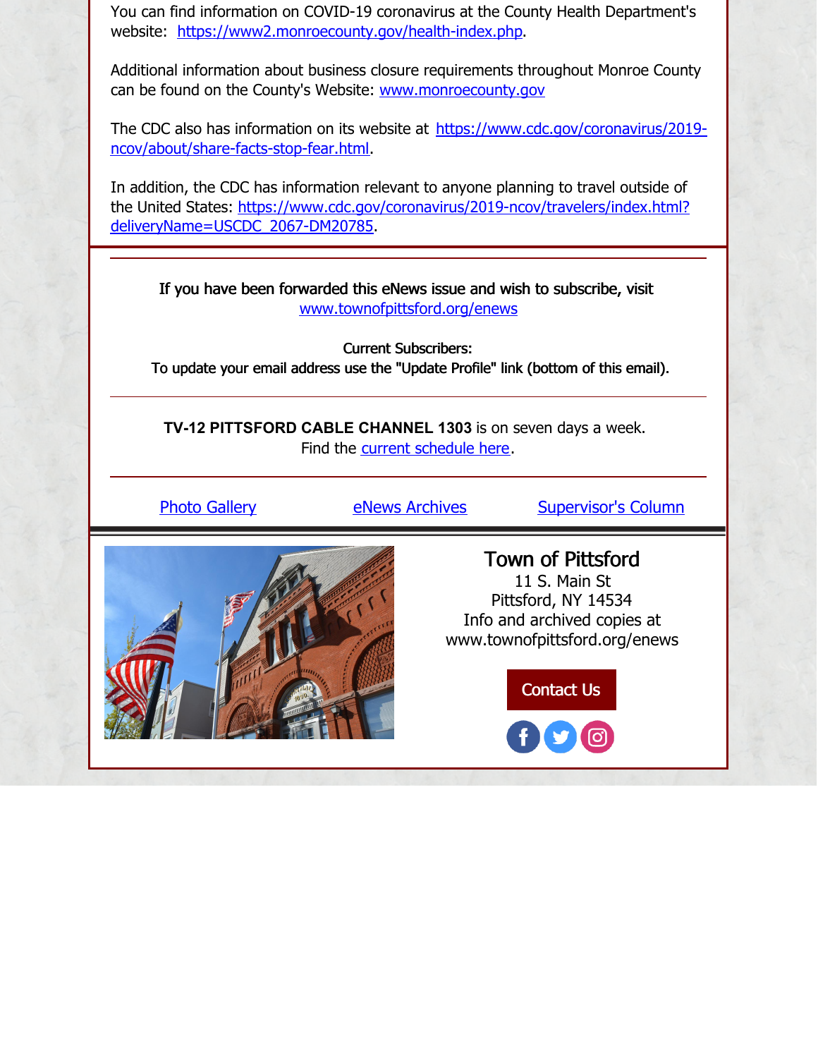You can find information on COVID-19 coronavirus at the County Health Department's website: https://www2.monroecounty.gov/health-index.php.

Additional information about business closure requirements throughout Monroe County can be found on the County's Website: www.monroecounty.gov

The CDC also has information on its website at https://www.cdc.gov/coronavirus/2019-ncov/about/share-facts-stop-fear.html.

In addition, the CDC has information relevant to anyone planning to travel outside of the United States: https://www.cdc.gov/coronavirus/2019-ncov/travelers/index.html?deliveryName=USCDC_2067-DM20785.

---

**If you have been forwarded this eNews issue and wish to subscribe, visit** www.townofpittsford.org/enews

**Current Subscribers:**
**To update your email address use the "Update Profile" link (bottom of this email).**

---

**TV-12 PITTSFORD CABLE CHANNEL 1303** is on seven days a week.
Find the current schedule here.

---

Photo Gallery | eNews Archives | Supervisor's Column

---

## Town of Pittsford

11 S. Main St
Pittsford, NY 14534
Info and archived copies at
www.townofpittsford.org/enews

Contact Us